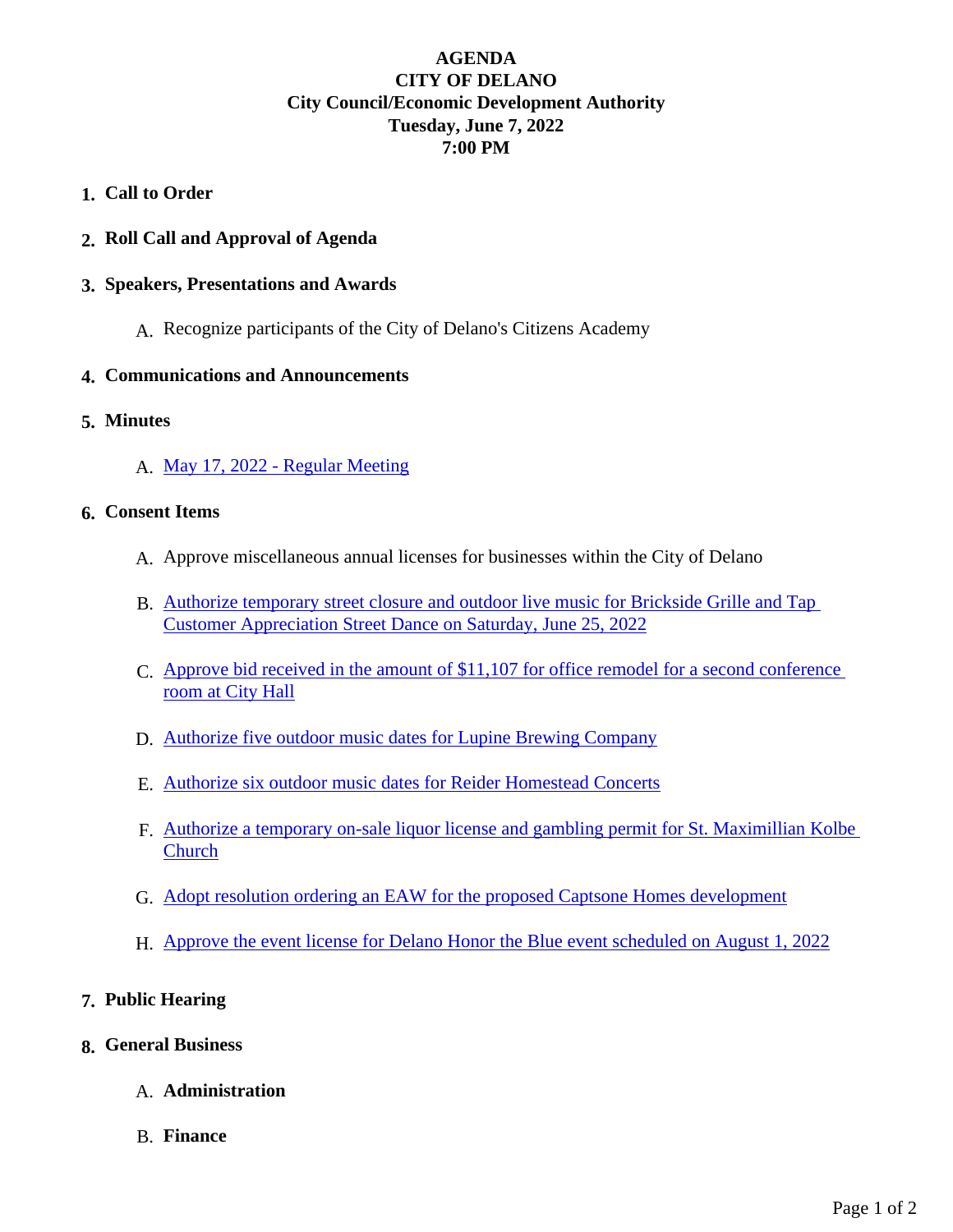# AGENDA
## CITY OF DELANO
### City Council/Economic Development Authority
### Tuesday, June 7, 2022
### 7:00 PM

1. **Call to Order**

2. **Roll Call and Approval of Agenda**

3. **Speakers, Presentations and Awards**

   A. Recognize participants of the City of Delano's Citizens Academy

4. **Communications and Announcements**

5. **Minutes**

   A. May 17, 2022 - Regular Meeting

6. **Consent Items**

   A. Approve miscellaneous annual licenses for businesses within the City of Delano

   B. Authorize temporary street closure and outdoor live music for Brickside Grille and Tap Customer Appreciation Street Dance on Saturday, June 25, 2022

   C. Approve bid received in the amount of $11,107 for office remodel for a second conference room at City Hall

   D. Authorize five outdoor music dates for Lupine Brewing Company

   E. Authorize six outdoor music dates for Reider Homestead Concerts

   F. Authorize a temporary on-sale liquor license and gambling permit for St. Maximillian Kolbe Church

   G. Adopt resolution ordering an EAW for the proposed Captsone Homes development

   H. Approve the event license for Delano Honor the Blue event scheduled on August 1, 2022

7. **Public Hearing**

8. **General Business**

   A. **Administration**

   B. **Finance**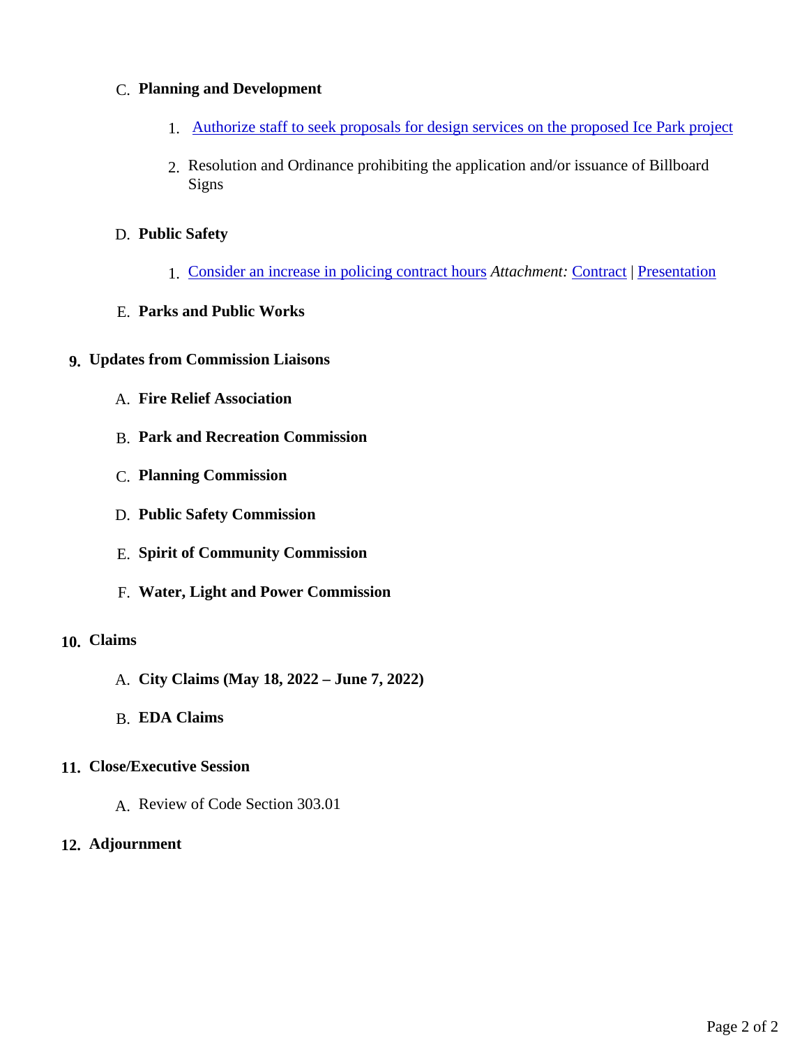C. **Planning and Development**

   1. Authorize staff to seek proposals for design services on the proposed Ice Park project

   2. Resolution and Ordinance prohibiting the application and/or issuance of Billboard Signs

D. **Public Safety**

   1. Consider an increase in policing contract hours *Attachment:* Contract | Presentation

E. **Parks and Public Works**

**9. Updates from Commission Liaisons**

A. **Fire Relief Association**

B. **Park and Recreation Commission**

C. **Planning Commission**

D. **Public Safety Commission**

E. **Spirit of Community Commission**

F. **Water, Light and Power Commission**

**10. Claims**

A. **City Claims (May 18, 2022 – June 7, 2022)**

B. **EDA Claims**

**11. Close/Executive Session**

A. Review of Code Section 303.01

**12. Adjournment**